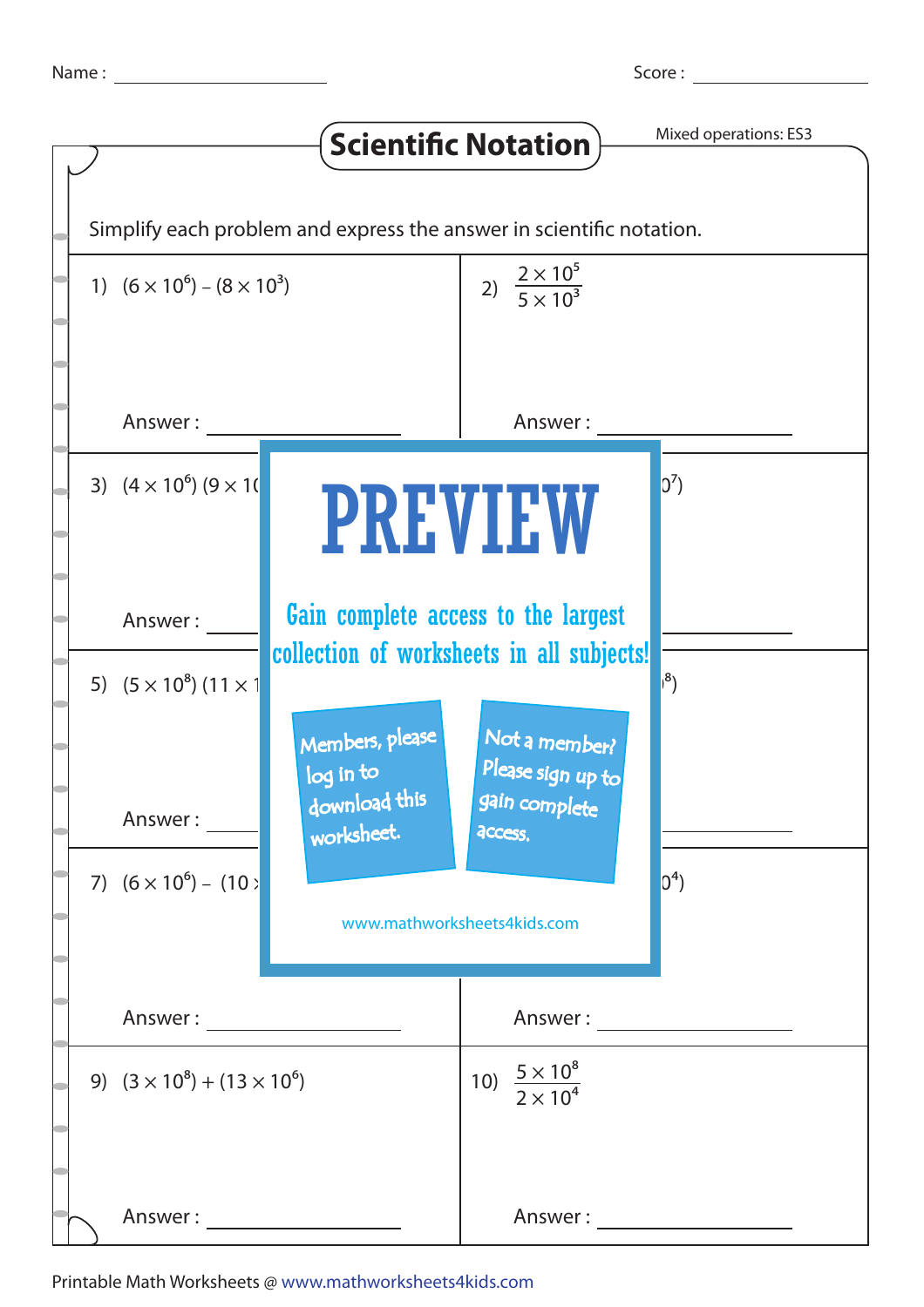Name : ______________ Score : ______________

# Scientific Notation

Mixed operations: ES3

Simplify each problem and express the answer in scientific notation.

1) $(6 \times 10^6) - (8 \times 10^3)$

Answer : ______________

2) $\dfrac{2 \times 10^5}{5 \times 10^3}$

Answer : ______________

3) $(4 \times 10^6)\ (9 \times 1($

Answer : ______________

$0^7)$

5) $(5 \times 10^8)\ (11 \times 1$

Answer : ______________

$^8)$

7) $(6 \times 10^6) - (10$

Answer : ______________

$0^4)$

Answer : ______________

PREVIEW

Gain complete access to the largest collection of worksheets in all subjects!

Members, please log in to download this worksheet.

Not a member? Please sign up to gain complete access.

www.mathworksheets4kids.com

9) $(3 \times 10^8) + (13 \times 10^6)$

Answer : ______________

10) $\dfrac{5 \times 10^8}{2 \times 10^4}$

Answer : ______________

Printable Math Worksheets @ www.mathworksheets4kids.com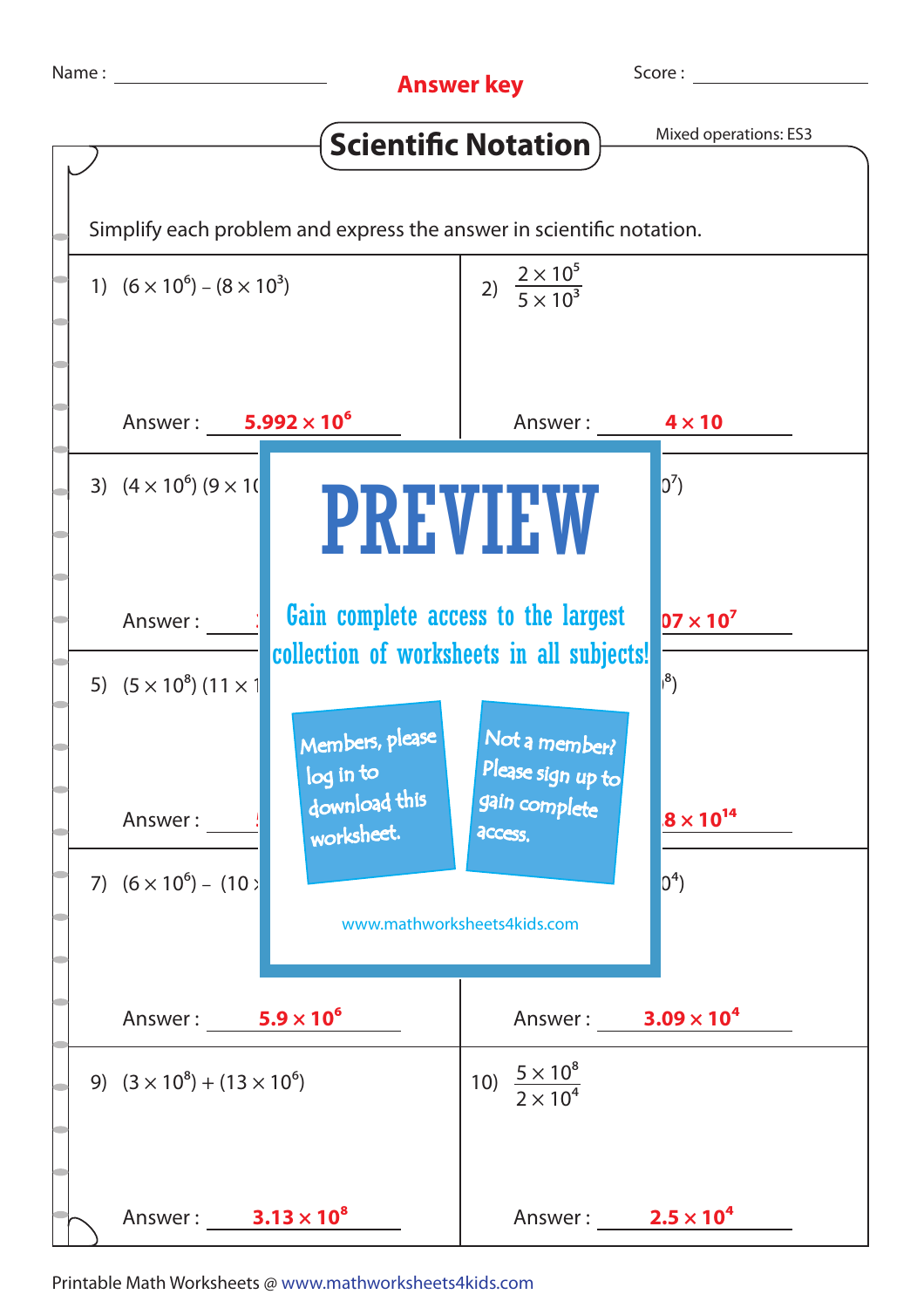Name : 

**Answer key**

Score : 

# Scientific Notation

Mixed operations: ES3

Simplify each problem and express the answer in scientific notation.

1) $(6 \times 10^6) - (8 \times 10^3)$

Answer : **$5.992 \times 10^6$**

2) $\dfrac{2 \times 10^5}{5 \times 10^3}$

Answer : **$4 \times 10$**

3) $(4 \times 10^6)\ (9 \times 1$

Answer :

4) $0^7)$

Answer : **$07 \times 10^7$**

5) $(5 \times 10^8)\ (11 \times 1$

Answer :

6) $^8)$

Answer : **$.8 \times 10^{14}$**

7) $(6 \times 10^6) - (10$

Answer : **$5.9 \times 10^6$**

8) $0^4)$

Answer : **$3.09 \times 10^4$**

9) $(3 \times 10^8) + (13 \times 10^6)$

Answer : **$3.13 \times 10^8$**

10) $\dfrac{5 \times 10^8}{2 \times 10^4}$

Answer : **$2.5 \times 10^4$**

PREVIEW

Gain complete access to the largest collection of worksheets in all subjects!

Members, please log in to download this worksheet.

Not a member? Please sign up to gain complete access.

www.mathworksheets4kids.com

Printable Math Worksheets @ www.mathworksheets4kids.com